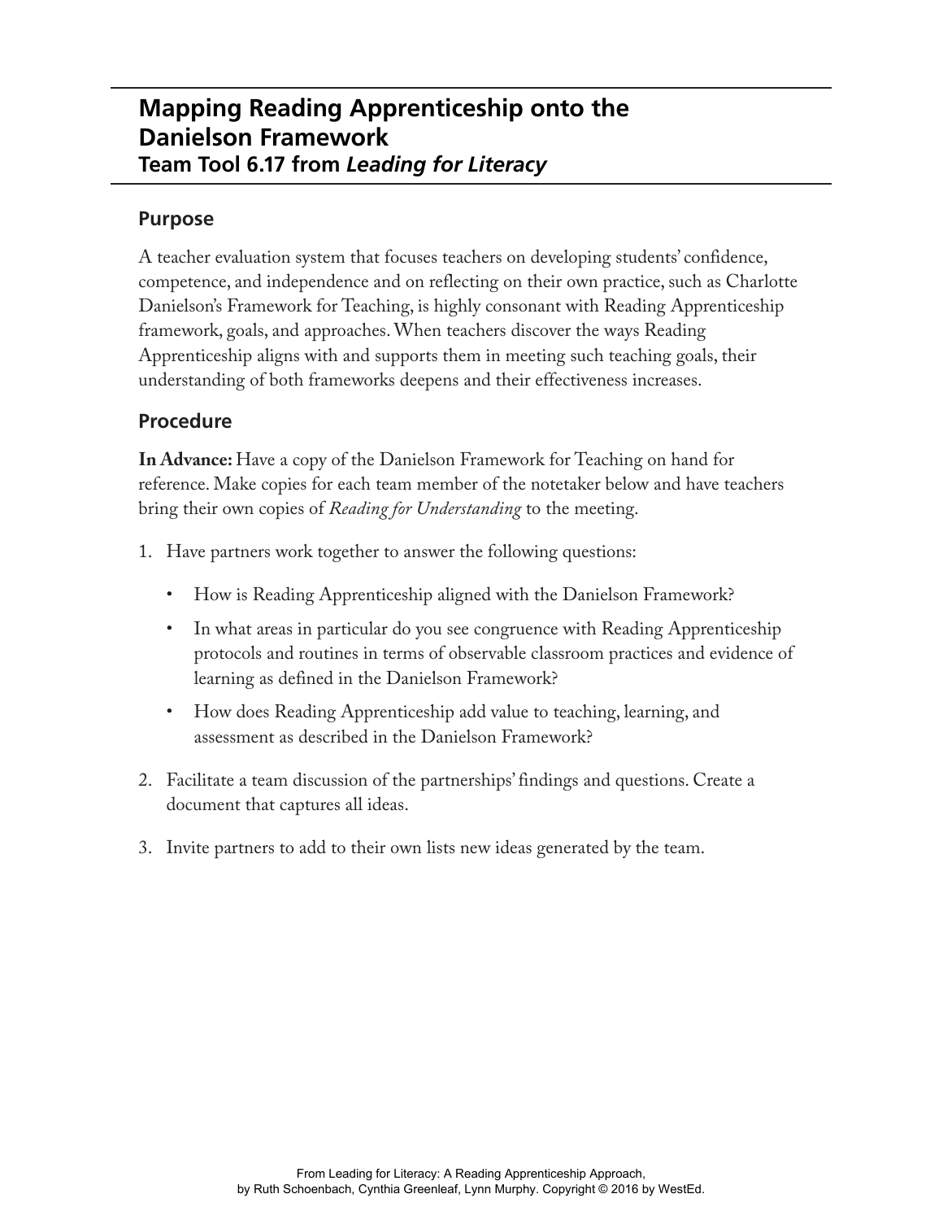# Mapping Reading Apprenticeship onto the Danielson Framework

## Team Tool 6.17 from *Leading for Literacy*

### Purpose

A teacher evaluation system that focuses teachers on developing students' confidence, competence, and independence and on reflecting on their own practice, such as Charlotte Danielson's Framework for Teaching, is highly consonant with Reading Apprenticeship framework, goals, and approaches. When teachers discover the ways Reading Apprenticeship aligns with and supports them in meeting such teaching goals, their understanding of both frameworks deepens and their effectiveness increases.

### Procedure

**In Advance:** Have a copy of the Danielson Framework for Teaching on hand for reference. Make copies for each team member of the notetaker below and have teachers bring their own copies of *Reading for Understanding* to the meeting.

1. Have partners work together to answer the following questions:
   - How is Reading Apprenticeship aligned with the Danielson Framework?
   - In what areas in particular do you see congruence with Reading Apprenticeship protocols and routines in terms of observable classroom practices and evidence of learning as defined in the Danielson Framework?
   - How does Reading Apprenticeship add value to teaching, learning, and assessment as described in the Danielson Framework?
2. Facilitate a team discussion of the partnerships' findings and questions. Create a document that captures all ideas.
3. Invite partners to add to their own lists new ideas generated by the team.

From Leading for Literacy: A Reading Apprenticeship Approach, by Ruth Schoenbach, Cynthia Greenleaf, Lynn Murphy. Copyright © 2016 by WestEd.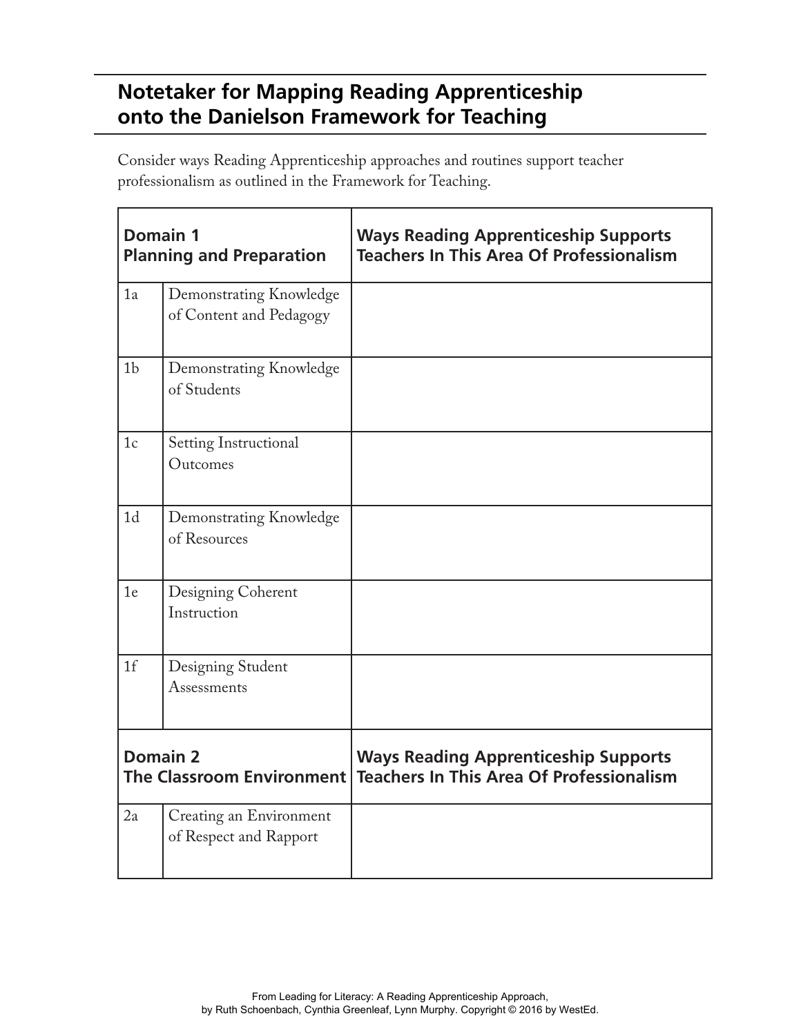## Notetaker for Mapping Reading Apprenticeship onto the Danielson Framework for Teaching

Consider ways Reading Apprenticeship approaches and routines support teacher professionalism as outlined in the Framework for Teaching.

| **Domain 1 Planning and Preparation** | | **Ways Reading Apprenticeship Supports Teachers In This Area Of Professionalism** |
|---|---|---|
| 1a | Demonstrating Knowledge of Content and Pedagogy | |
| 1b | Demonstrating Knowledge of Students | |
| 1c | Setting Instructional Outcomes | |
| 1d | Demonstrating Knowledge of Resources | |
| 1e | Designing Coherent Instruction | |
| 1f | Designing Student Assessments | |
| **Domain 2 The Classroom Environment** | | **Ways Reading Apprenticeship Supports Teachers In This Area Of Professionalism** |
| 2a | Creating an Environment of Respect and Rapport | |

From Leading for Literacy: A Reading Apprenticeship Approach, by Ruth Schoenbach, Cynthia Greenleaf, Lynn Murphy. Copyright © 2016 by WestEd.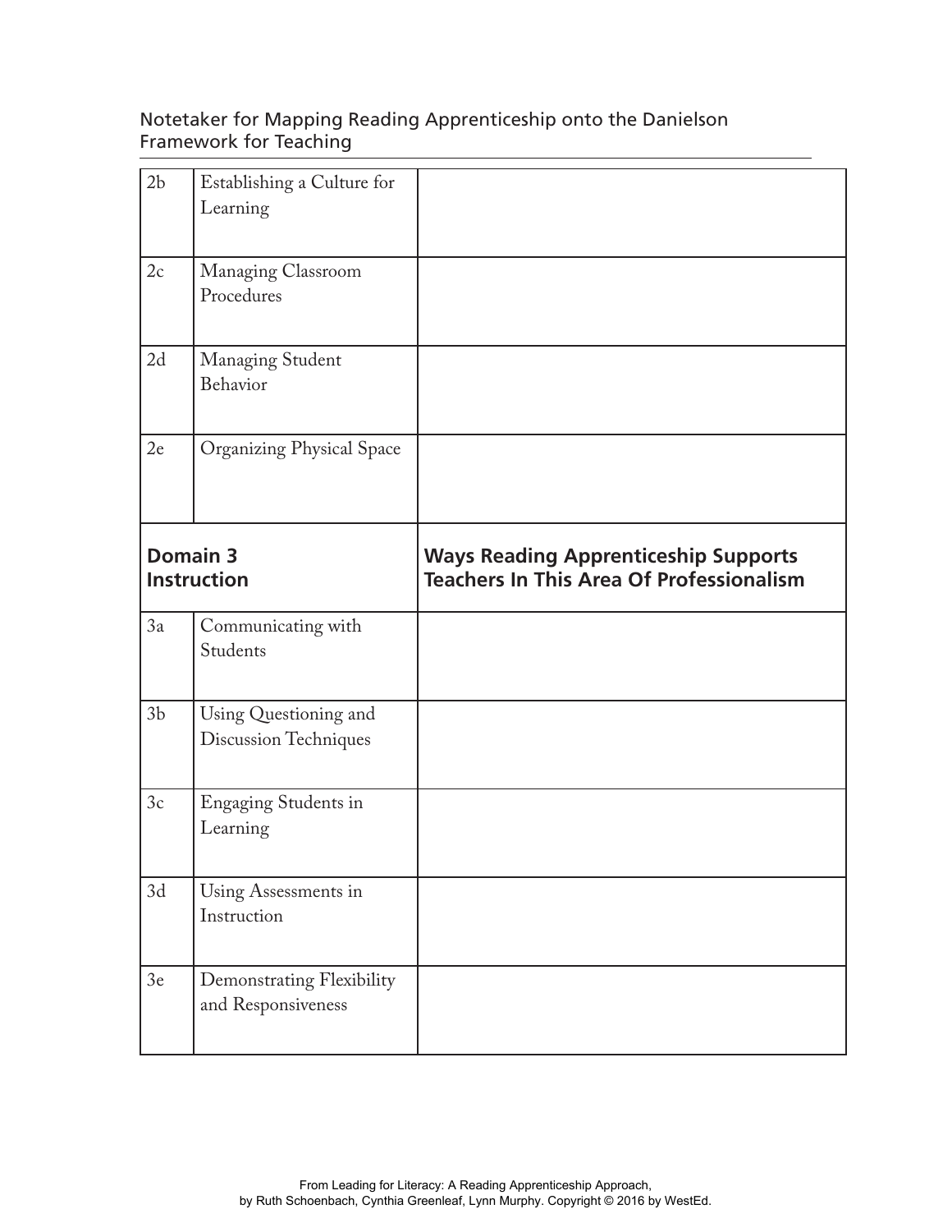Notetaker for Mapping Reading Apprenticeship onto the Danielson Framework for Teaching

| | | |
|---|---|---|
| 2b | Establishing a Culture for Learning | |
| 2c | Managing Classroom Procedures | |
| 2d | Managing Student Behavior | |
| 2e | Organizing Physical Space | |
| **Domain 3 Instruction** | | **Ways Reading Apprenticeship Supports Teachers In This Area Of Professionalism** |
| 3a | Communicating with Students | |
| 3b | Using Questioning and Discussion Techniques | |
| 3c | Engaging Students in Learning | |
| 3d | Using Assessments in Instruction | |
| 3e | Demonstrating Flexibility and Responsiveness | |

From Leading for Literacy: A Reading Apprenticeship Approach, by Ruth Schoenbach, Cynthia Greenleaf, Lynn Murphy. Copyright © 2016 by WestEd.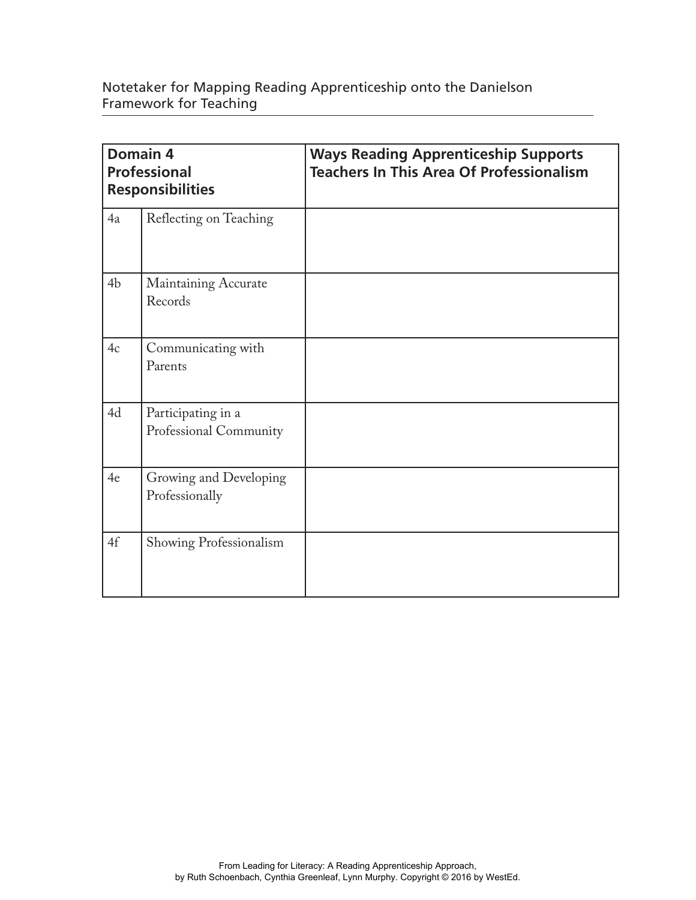Notetaker for Mapping Reading Apprenticeship onto the Danielson Framework for Teaching

| **Domain 4 Professional Responsibilities** | | **Ways Reading Apprenticeship Supports Teachers In This Area Of Professionalism** |
|---|---|---|
| 4a | Reflecting on Teaching | |
| 4b | Maintaining Accurate Records | |
| 4c | Communicating with Parents | |
| 4d | Participating in a Professional Community | |
| 4e | Growing and Developing Professionally | |
| 4f | Showing Professionalism | |

From Leading for Literacy: A Reading Apprenticeship Approach, by Ruth Schoenbach, Cynthia Greenleaf, Lynn Murphy. Copyright © 2016 by WestEd.